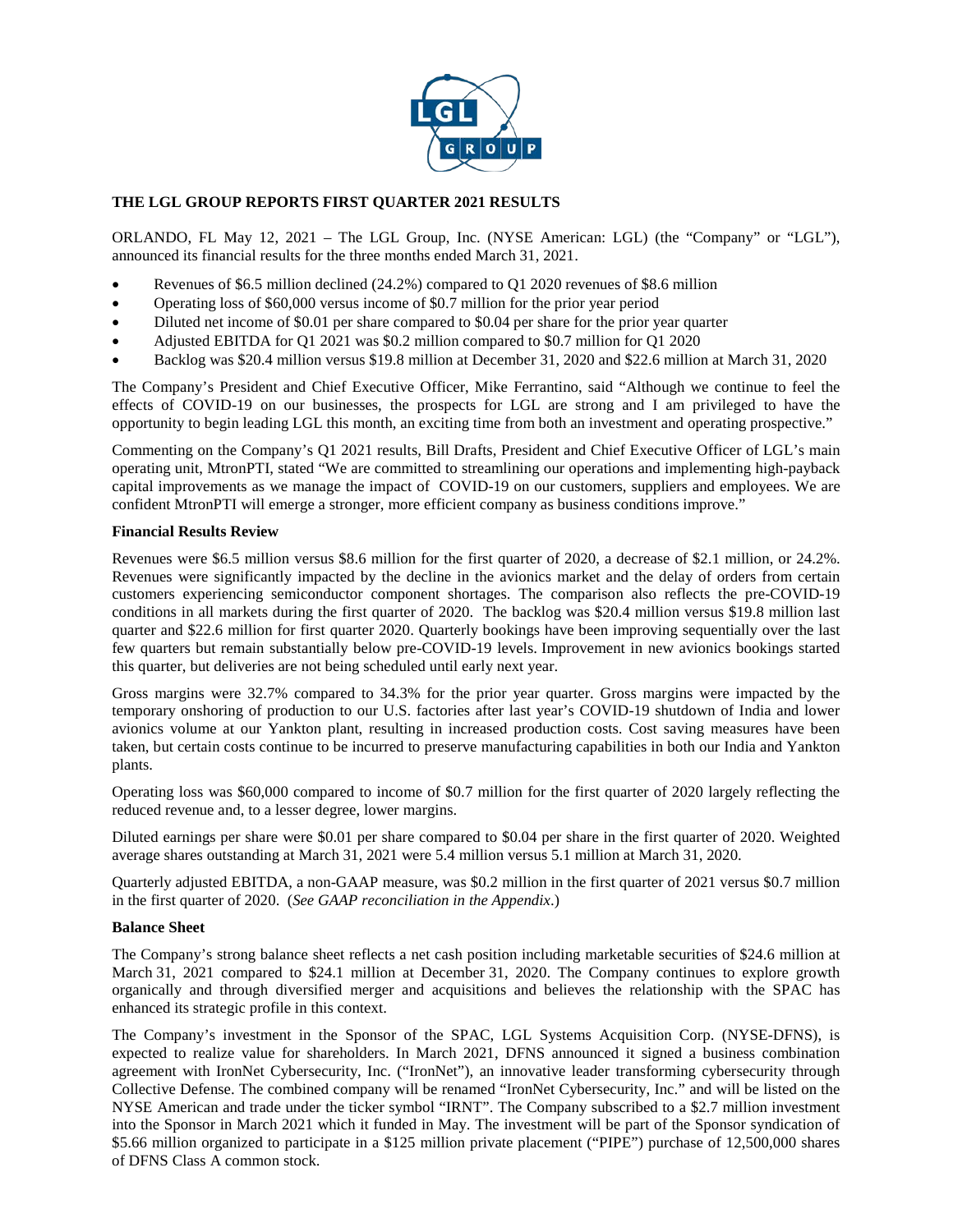# THE LGL GROUP REPORTS FIRST QUARTER 2021 RESULTS

ORLANDO, FL May 12, 2021 – The LGL Group, Inc. (NYSE American: LGL) (the "Company" or "LGL"), announced its financial results for the three months ended March 31, 2021.

- Revenues of $6.5 million declined (24.2%) compared to Q1 2020 revenues of $8.6 million
- Operating loss of $60,000 versus income of $0.7 million for the prior year period
- Diluted net income of $0.01 per share compared to $0.04 per share for the prior year quarter
- Adjusted EBITDA for Q1 2021 was $0.2 million compared to $0.7 million for Q1 2020
- Backlog was $20.4 million versus $19.8 million at December 31, 2020 and $22.6 million at March 31, 2020

The Company's President and Chief Executive Officer, Mike Ferrantino, said "Although we continue to feel the effects of COVID-19 on our businesses, the prospects for LGL are strong and I am privileged to have the opportunity to begin leading LGL this month, an exciting time from both an investment and operating prospective."

Commenting on the Company's Q1 2021 results, Bill Drafts, President and Chief Executive Officer of LGL's main operating unit, MtronPTI, stated "We are committed to streamlining our operations and implementing high-payback capital improvements as we manage the impact of COVID-19 on our customers, suppliers and employees. We are confident MtronPTI will emerge a stronger, more efficient company as business conditions improve."

**Financial Results Review**

Revenues were $6.5 million versus $8.6 million for the first quarter of 2020, a decrease of $2.1 million, or 24.2%. Revenues were significantly impacted by the decline in the avionics market and the delay of orders from certain customers experiencing semiconductor component shortages. The comparison also reflects the pre-COVID-19 conditions in all markets during the first quarter of 2020. The backlog was $20.4 million versus $19.8 million last quarter and $22.6 million for first quarter 2020. Quarterly bookings have been improving sequentially over the last few quarters but remain substantially below pre-COVID-19 levels. Improvement in new avionics bookings started this quarter, but deliveries are not being scheduled until early next year.

Gross margins were 32.7% compared to 34.3% for the prior year quarter. Gross margins were impacted by the temporary onshoring of production to our U.S. factories after last year's COVID-19 shutdown of India and lower avionics volume at our Yankton plant, resulting in increased production costs. Cost saving measures have been taken, but certain costs continue to be incurred to preserve manufacturing capabilities in both our India and Yankton plants.

Operating loss was $60,000 compared to income of $0.7 million for the first quarter of 2020 largely reflecting the reduced revenue and, to a lesser degree, lower margins.

Diluted earnings per share were $0.01 per share compared to $0.04 per share in the first quarter of 2020. Weighted average shares outstanding at March 31, 2021 were 5.4 million versus 5.1 million at March 31, 2020.

Quarterly adjusted EBITDA, a non-GAAP measure, was $0.2 million in the first quarter of 2021 versus $0.7 million in the first quarter of 2020. (*See GAAP reconciliation in the Appendix*.)

**Balance Sheet**

The Company's strong balance sheet reflects a net cash position including marketable securities of $24.6 million at March 31, 2021 compared to $24.1 million at December 31, 2020. The Company continues to explore growth organically and through diversified merger and acquisitions and believes the relationship with the SPAC has enhanced its strategic profile in this context.

The Company's investment in the Sponsor of the SPAC, LGL Systems Acquisition Corp. (NYSE-DFNS), is expected to realize value for shareholders. In March 2021, DFNS announced it signed a business combination agreement with IronNet Cybersecurity, Inc. ("IronNet"), an innovative leader transforming cybersecurity through Collective Defense. The combined company will be renamed "IronNet Cybersecurity, Inc." and will be listed on the NYSE American and trade under the ticker symbol "IRNT". The Company subscribed to a $2.7 million investment into the Sponsor in March 2021 which it funded in May. The investment will be part of the Sponsor syndication of $5.66 million organized to participate in a $125 million private placement ("PIPE") purchase of 12,500,000 shares of DFNS Class A common stock.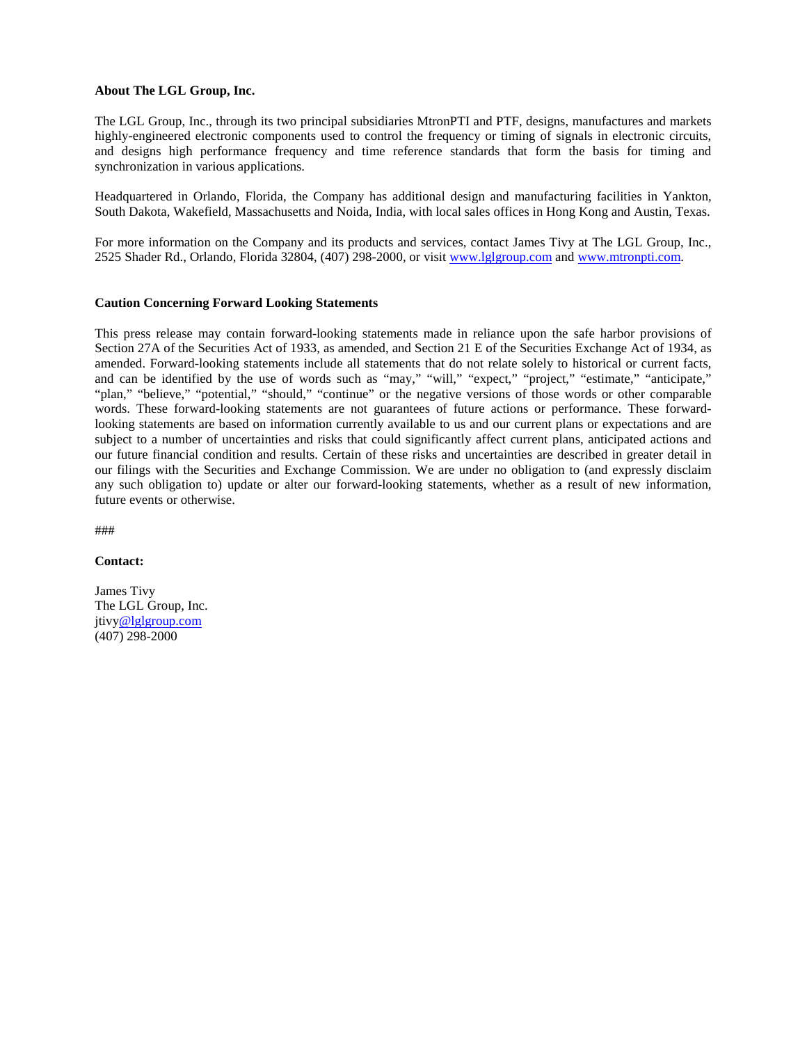**About The LGL Group, Inc.**

The LGL Group, Inc., through its two principal subsidiaries MtronPTI and PTF, designs, manufactures and markets highly-engineered electronic components used to control the frequency or timing of signals in electronic circuits, and designs high performance frequency and time reference standards that form the basis for timing and synchronization in various applications.

Headquartered in Orlando, Florida, the Company has additional design and manufacturing facilities in Yankton, South Dakota, Wakefield, Massachusetts and Noida, India, with local sales offices in Hong Kong and Austin, Texas.

For more information on the Company and its products and services, contact James Tivy at The LGL Group, Inc., 2525 Shader Rd., Orlando, Florida 32804, (407) 298-2000, or visit www.lglgroup.com and www.mtronpti.com.

**Caution Concerning Forward Looking Statements**

This press release may contain forward-looking statements made in reliance upon the safe harbor provisions of Section 27A of the Securities Act of 1933, as amended, and Section 21 E of the Securities Exchange Act of 1934, as amended. Forward-looking statements include all statements that do not relate solely to historical or current facts, and can be identified by the use of words such as "may," "will," "expect," "project," "estimate," "anticipate," "plan," "believe," "potential," "should," "continue" or the negative versions of those words or other comparable words. These forward-looking statements are not guarantees of future actions or performance. These forward-looking statements are based on information currently available to us and our current plans or expectations and are subject to a number of uncertainties and risks that could significantly affect current plans, anticipated actions and our future financial condition and results. Certain of these risks and uncertainties are described in greater detail in our filings with the Securities and Exchange Commission. We are under no obligation to (and expressly disclaim any such obligation to) update or alter our forward-looking statements, whether as a result of new information, future events or otherwise.

###

**Contact:**

James Tivy
The LGL Group, Inc.
jtivy@lglgroup.com
(407) 298-2000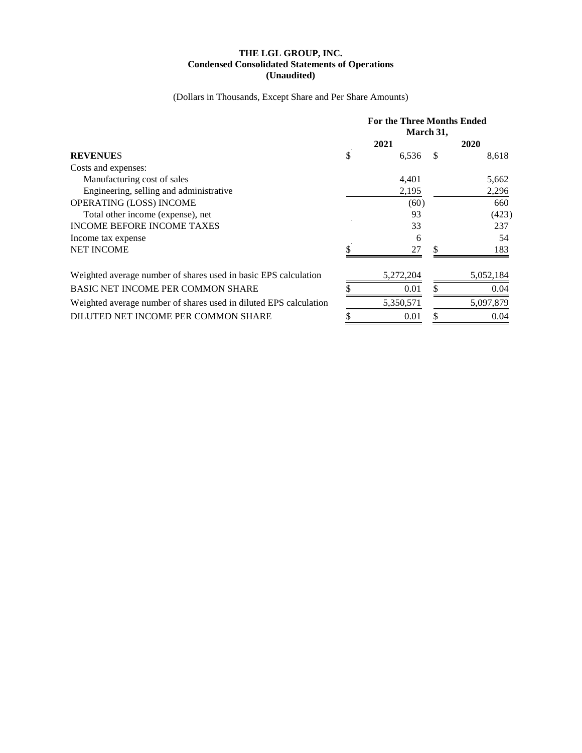**THE LGL GROUP, INC.**
**Condensed Consolidated Statements of Operations**
**(Unaudited)**

(Dollars in Thousands, Except Share and Per Share Amounts)

| | For the Three Months Ended March 31, | |
|---|---|---|
| | **2021** | **2020** |
| **REVENUES** | $ 6,536 | $ 8,618 |
| Costs and expenses: | | |
| Manufacturing cost of sales | 4,401 | 5,662 |
| Engineering, selling and administrative | 2,195 | 2,296 |
| OPERATING (LOSS) INCOME | (60) | 660 |
| Total other income (expense), net | 93 | (423) |
| INCOME BEFORE INCOME TAXES | 33 | 237 |
| Income tax expense | 6 | 54 |
| NET INCOME | $ 27 | $ 183 |
| Weighted average number of shares used in basic EPS calculation | 5,272,204 | 5,052,184 |
| BASIC NET INCOME PER COMMON SHARE | $ 0.01 | $ 0.04 |
| Weighted average number of shares used in diluted EPS calculation | 5,350,571 | 5,097,879 |
| DILUTED NET INCOME PER COMMON SHARE | $ 0.01 | $ 0.04 |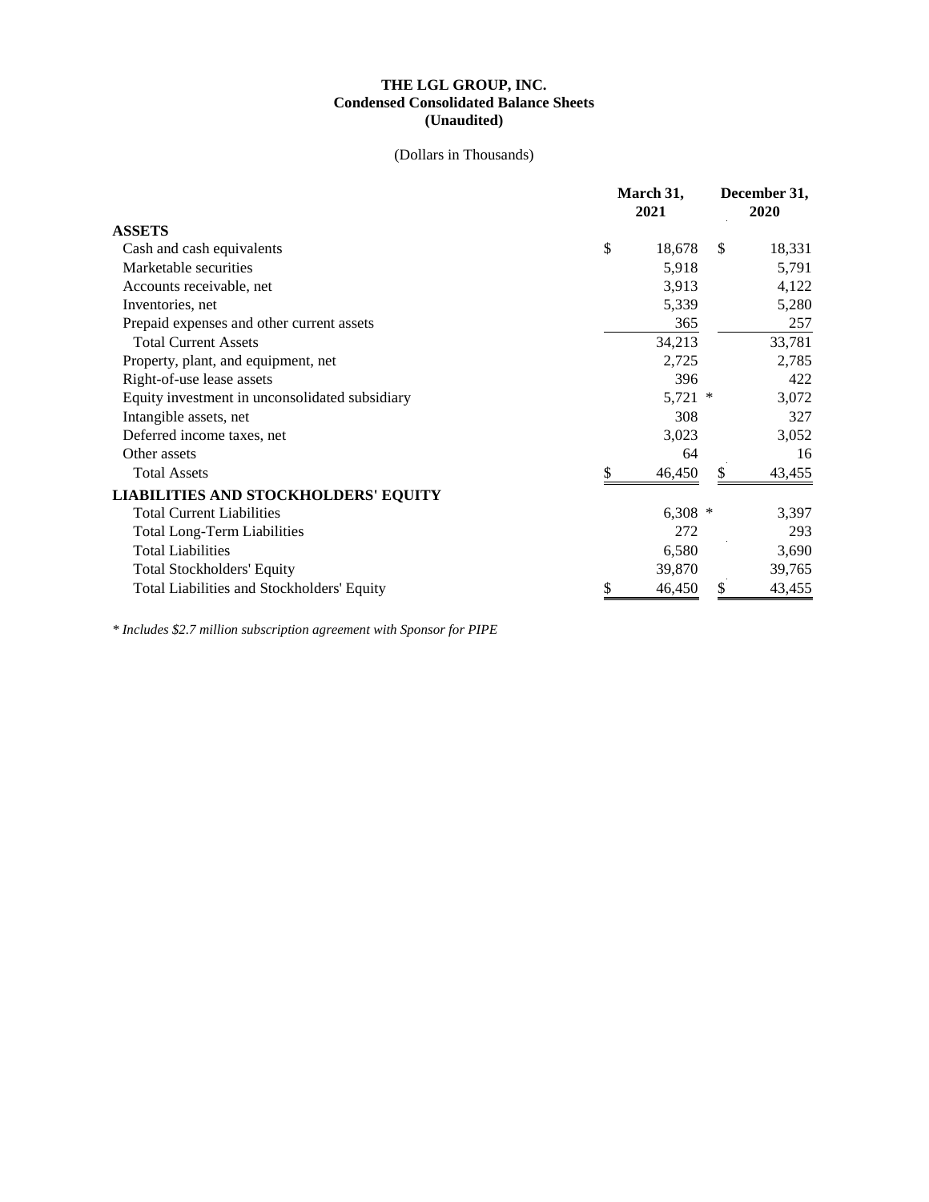**THE LGL GROUP, INC.**
**Condensed Consolidated Balance Sheets**
**(Unaudited)**

(Dollars in Thousands)

| | March 31, 2021 | December 31, 2020 |
|---|---|---|
| **ASSETS** | | |
| Cash and cash equivalents | $ 18,678 | $ 18,331 |
| Marketable securities | 5,918 | 5,791 |
| Accounts receivable, net | 3,913 | 4,122 |
| Inventories, net | 5,339 | 5,280 |
| Prepaid expenses and other current assets | 365 | 257 |
| Total Current Assets | 34,213 | 33,781 |
| Property, plant, and equipment, net | 2,725 | 2,785 |
| Right-of-use lease assets | 396 | 422 |
| Equity investment in unconsolidated subsidiary | 5,721 * | 3,072 |
| Intangible assets, net | 308 | 327 |
| Deferred income taxes, net | 3,023 | 3,052 |
| Other assets | 64 | 16 |
| Total Assets | $ 46,450 | $ 43,455 |
| **LIABILITIES AND STOCKHOLDERS' EQUITY** | | |
| Total Current Liabilities | 6,308 * | 3,397 |
| Total Long-Term Liabilities | 272 | 293 |
| Total Liabilities | 6,580 | 3,690 |
| Total Stockholders' Equity | 39,870 | 39,765 |
| Total Liabilities and Stockholders' Equity | $ 46,450 | $ 43,455 |

*\* Includes $2.7 million subscription agreement with Sponsor for PIPE*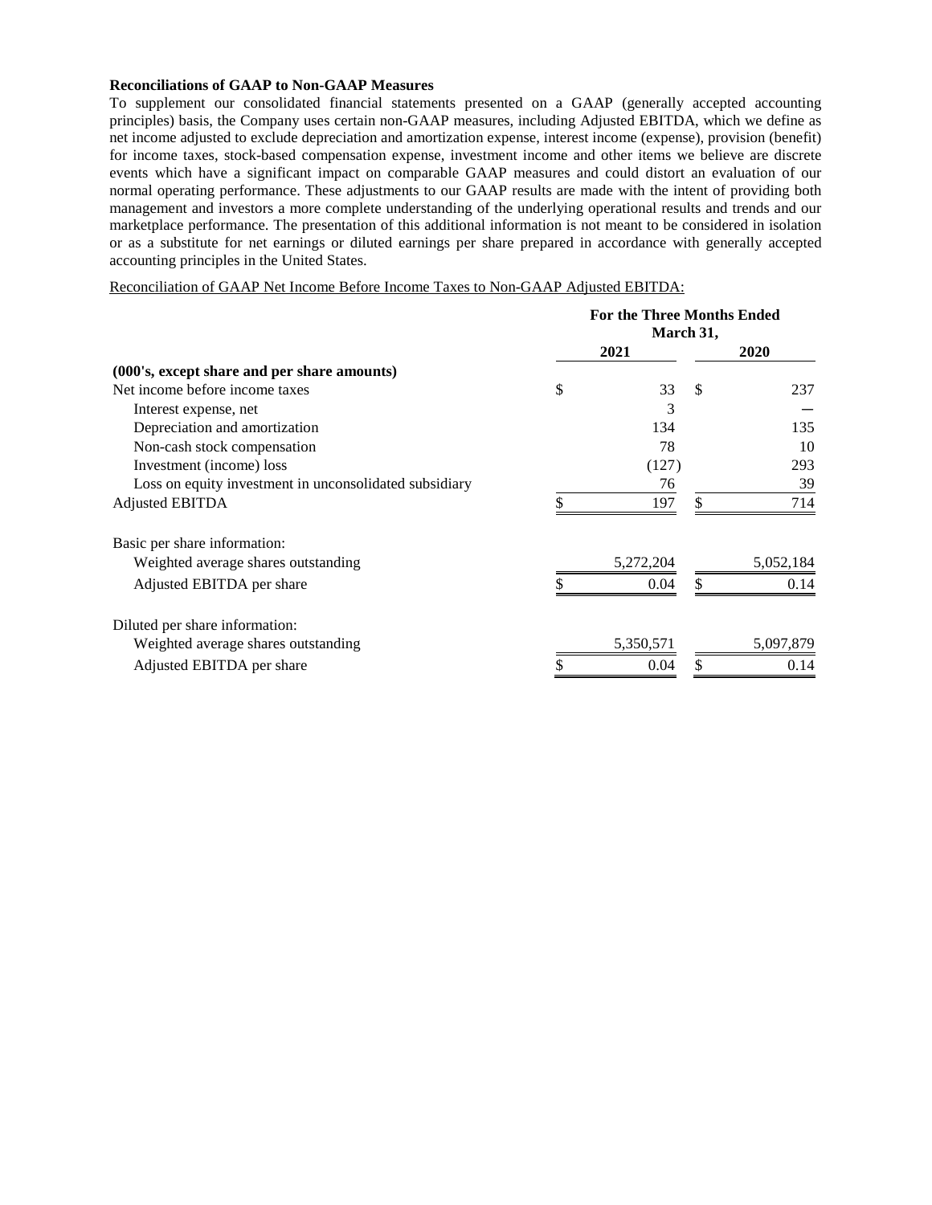**Reconciliations of GAAP to Non-GAAP Measures**

To supplement our consolidated financial statements presented on a GAAP (generally accepted accounting principles) basis, the Company uses certain non-GAAP measures, including Adjusted EBITDA, which we define as net income adjusted to exclude depreciation and amortization expense, interest income (expense), provision (benefit) for income taxes, stock-based compensation expense, investment income and other items we believe are discrete events which have a significant impact on comparable GAAP measures and could distort an evaluation of our normal operating performance. These adjustments to our GAAP results are made with the intent of providing both management and investors a more complete understanding of the underlying operational results and trends and our marketplace performance. The presentation of this additional information is not meant to be considered in isolation or as a substitute for net earnings or diluted earnings per share prepared in accordance with generally accepted accounting principles in the United States.

Reconciliation of GAAP Net Income Before Income Taxes to Non-GAAP Adjusted EBITDA:

| | For the Three Months Ended March 31, | |
|---|---|---|
| | 2021 | 2020 |
| **(000's, except share and per share amounts)** | | |
| Net income before income taxes | $ 33 | $ 237 |
| Interest expense, net | 3 | — |
| Depreciation and amortization | 134 | 135 |
| Non-cash stock compensation | 78 | 10 |
| Investment (income) loss | (127) | 293 |
| Loss on equity investment in unconsolidated subsidiary | 76 | 39 |
| Adjusted EBITDA | $ 197 | $ 714 |
| Basic per share information: | | |
| Weighted average shares outstanding | 5,272,204 | 5,052,184 |
| Adjusted EBITDA per share | $ 0.04 | $ 0.14 |
| Diluted per share information: | | |
| Weighted average shares outstanding | 5,350,571 | 5,097,879 |
| Adjusted EBITDA per share | $ 0.04 | $ 0.14 |